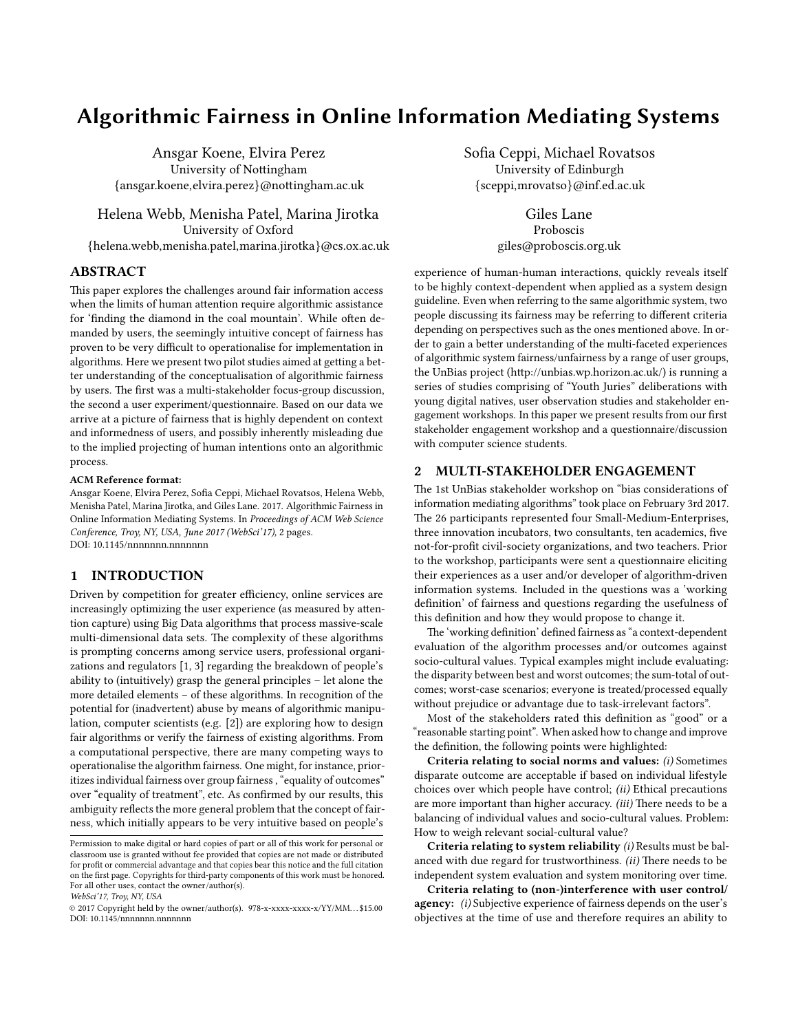# Algorithmic Fairness in Online Information Mediating Systems

Ansgar Koene, Elvira Perez
University of Nottingham
{ansgar.koene,elvira.perez}@nottingham.ac.uk

Sofia Ceppi, Michael Rovatsos
University of Edinburgh
{sceppi,mrovatso}@inf.ed.ac.uk

Helena Webb, Menisha Patel, Marina Jirotka
University of Oxford
{helena.webb,menisha.patel,marina.jirotka}@cs.ox.ac.uk

Giles Lane
Proboscis
giles@proboscis.org.uk

## ABSTRACT

This paper explores the challenges around fair information access when the limits of human attention require algorithmic assistance for 'finding the diamond in the coal mountain'. While often demanded by users, the seemingly intuitive concept of fairness has proven to be very difficult to operationalise for implementation in algorithms. Here we present two pilot studies aimed at getting a better understanding of the conceptualisation of algorithmic fairness by users. The first was a multi-stakeholder focus-group discussion, the second a user experiment/questionnaire. Based on our data we arrive at a picture of fairness that is highly dependent on context and informedness of users, and possibly inherently misleading due to the implied projecting of human intentions onto an algorithmic process.

**ACM Reference format:**
Ansgar Koene, Elvira Perez, Sofia Ceppi, Michael Rovatsos, Helena Webb, Menisha Patel, Marina Jirotka, and Giles Lane. 2017. Algorithmic Fairness in Online Information Mediating Systems. In *Proceedings of ACM Web Science Conference, Troy, NY, USA, June 2017 (WebSci'17),* 2 pages.
DOI: 10.1145/nnnnnnn.nnnnnnn

## 1 INTRODUCTION

Driven by competition for greater efficiency, online services are increasingly optimizing the user experience (as measured by attention capture) using Big Data algorithms that process massive-scale multi-dimensional data sets. The complexity of these algorithms is prompting concerns among service users, professional organizations and regulators [1, 3] regarding the breakdown of people's ability to (intuitively) grasp the general principles – let alone the more detailed elements – of these algorithms. In recognition of the potential for (inadvertent) abuse by means of algorithmic manipulation, computer scientists (e.g. [2]) are exploring how to design fair algorithms or verify the fairness of existing algorithms. From a computational perspective, there are many competing ways to operationalise the algorithm fairness. One might, for instance, prioritizes individual fairness over group fairness , "equality of outcomes" over "equality of treatment", etc. As confirmed by our results, this ambiguity reflects the more general problem that the concept of fairness, which initially appears to be very intuitive based on people's experience of human-human interactions, quickly reveals itself to be highly context-dependent when applied as a system design guideline. Even when referring to the same algorithmic system, two people discussing its fairness may be referring to different criteria depending on perspectives such as the ones mentioned above. In order to gain a better understanding of the multi-faceted experiences of algorithmic system fairness/unfairness by a range of user groups, the UnBias project (http://unbias.wp.horizon.ac.uk/) is running a series of studies comprising of "Youth Juries" deliberations with young digital natives, user observation studies and stakeholder engagement workshops. In this paper we present results from our first stakeholder engagement workshop and a questionnaire/discussion with computer science students.

Permission to make digital or hard copies of part or all of this work for personal or classroom use is granted without fee provided that copies are not made or distributed for profit or commercial advantage and that copies bear this notice and the full citation on the first page. Copyrights for third-party components of this work must be honored. For all other uses, contact the owner/author(s).
*WebSci'17, Troy, NY, USA*
© 2017 Copyright held by the owner/author(s). 978-x-xxxx-xxxx-x/YY/MM...$15.00
DOI: 10.1145/nnnnnnn.nnnnnnn

## 2 MULTI-STAKEHOLDER ENGAGEMENT

The 1st UnBias stakeholder workshop on "bias considerations of information mediating algorithms" took place on February 3rd 2017. The 26 participants represented four Small-Medium-Enterprises, three innovation incubators, two consultants, ten academics, five not-for-profit civil-society organizations, and two teachers. Prior to the workshop, participants were sent a questionnaire eliciting their experiences as a user and/or developer of algorithm-driven information systems. Included in the questions was a 'working definition' of fairness and questions regarding the usefulness of this definition and how they would propose to change it.

The 'working definition' defined fairness as "a context-dependent evaluation of the algorithm processes and/or outcomes against socio-cultural values. Typical examples might include evaluating: the disparity between best and worst outcomes; the sum-total of outcomes; worst-case scenarios; everyone is treated/processed equally without prejudice or advantage due to task-irrelevant factors".

Most of the stakeholders rated this definition as "good" or a "reasonable starting point". When asked how to change and improve the definition, the following points were highlighted:

**Criteria relating to social norms and values:** *(i)* Sometimes disparate outcome are acceptable if based on individual lifestyle choices over which people have control; *(ii)* Ethical precautions are more important than higher accuracy. *(iii)* There needs to be a balancing of individual values and socio-cultural values. Problem: How to weigh relevant social-cultural value?

**Criteria relating to system reliability** *(i)* Results must be balanced with due regard for trustworthiness. *(ii)* There needs to be independent system evaluation and system monitoring over time.

**Criteria relating to (non-)interference with user control/ agency:** *(i)* Subjective experience of fairness depends on the user's objectives at the time of use and therefore requires an ability to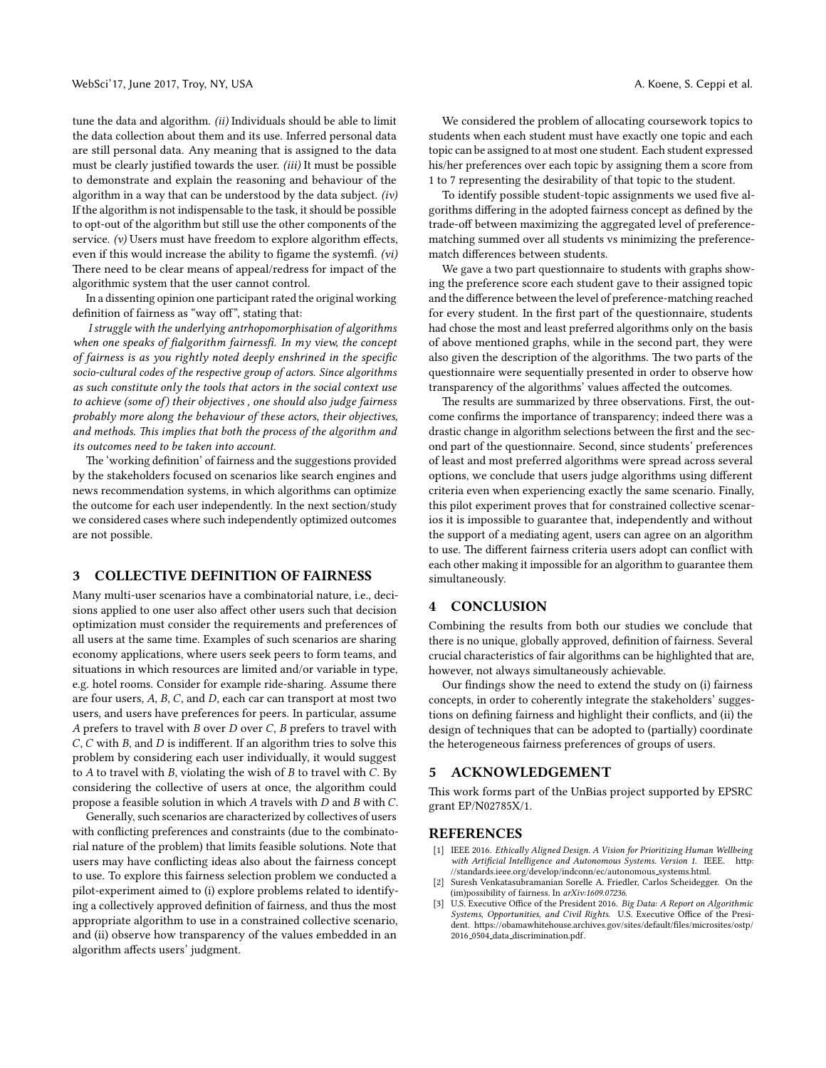tune the data and algorithm. *(ii)* Individuals should be able to limit the data collection about them and its use. Inferred personal data are still personal data. Any meaning that is assigned to the data must be clearly justified towards the user. *(iii)* It must be possible to demonstrate and explain the reasoning and behaviour of the algorithm in a way that can be understood by the data subject. *(iv)* If the algorithm is not indispensable to the task, it should be possible to opt-out of the algorithm but still use the other components of the service. *(v)* Users must have freedom to explore algorithm effects, even if this would increase the ability to figame the systemfi. *(vi)* There need to be clear means of appeal/redress for impact of the algorithmic system that the user cannot control.

In a dissenting opinion one participant rated the original working definition of fairness as "way off", stating that:

*I struggle with the underlying antrhopomorphisation of algorithms when one speaks of fialgorithm fairnessfi. In my view, the concept of fairness is as you rightly noted deeply enshrined in the specific socio-cultural codes of the respective group of actors. Since algorithms as such constitute only the tools that actors in the social context use to achieve (some of) their objectives , one should also judge fairness probably more along the behaviour of these actors, their objectives, and methods. This implies that both the process of the algorithm and its outcomes need to be taken into account.*

The 'working definition' of fairness and the suggestions provided by the stakeholders focused on scenarios like search engines and news recommendation systems, in which algorithms can optimize the outcome for each user independently. In the next section/study we considered cases where such independently optimized outcomes are not possible.

## 3 COLLECTIVE DEFINITION OF FAIRNESS

Many multi-user scenarios have a combinatorial nature, i.e., decisions applied to one user also affect other users such that decision optimization must consider the requirements and preferences of all users at the same time. Examples of such scenarios are sharing economy applications, where users seek peers to form teams, and situations in which resources are limited and/or variable in type, e.g. hotel rooms. Consider for example ride-sharing. Assume there are four users, $A$, $B$, $C$, and $D$, each car can transport at most two users, and users have preferences for peers. In particular, assume $A$ prefers to travel with $B$ over $D$ over $C$, $B$ prefers to travel with $C$, $C$ with $B$, and $D$ is indifferent. If an algorithm tries to solve this problem by considering each user individually, it would suggest to $A$ to travel with $B$, violating the wish of $B$ to travel with $C$. By considering the collective of users at once, the algorithm could propose a feasible solution in which $A$ travels with $D$ and $B$ with $C$.

Generally, such scenarios are characterized by collectives of users with conflicting preferences and constraints (due to the combinatorial nature of the problem) that limits feasible solutions. Note that users may have conflicting ideas also about the fairness concept to use. To explore this fairness selection problem we conducted a pilot-experiment aimed to (i) explore problems related to identifying a collectively approved definition of fairness, and thus the most appropriate algorithm to use in a constrained collective scenario, and (ii) observe how transparency of the values embedded in an algorithm affects users' judgment.

We considered the problem of allocating coursework topics to students when each student must have exactly one topic and each topic can be assigned to at most one student. Each student expressed his/her preferences over each topic by assigning them a score from 1 to 7 representing the desirability of that topic to the student.

To identify possible student-topic assignments we used five algorithms differing in the adopted fairness concept as defined by the trade-off between maximizing the aggregated level of preference-matching summed over all students vs minimizing the preference-match differences between students.

We gave a two part questionnaire to students with graphs showing the preference score each student gave to their assigned topic and the difference between the level of preference-matching reached for every student. In the first part of the questionnaire, students had chose the most and least preferred algorithms only on the basis of above mentioned graphs, while in the second part, they were also given the description of the algorithms. The two parts of the questionnaire were sequentially presented in order to observe how transparency of the algorithms' values affected the outcomes.

The results are summarized by three observations. First, the outcome confirms the importance of transparency; indeed there was a drastic change in algorithm selections between the first and the second part of the questionnaire. Second, since students' preferences of least and most preferred algorithms were spread across several options, we conclude that users judge algorithms using different criteria even when experiencing exactly the same scenario. Finally, this pilot experiment proves that for constrained collective scenarios it is impossible to guarantee that, independently and without the support of a mediating agent, users can agree on an algorithm to use. The different fairness criteria users adopt can conflict with each other making it impossible for an algorithm to guarantee them simultaneously.

## 4 CONCLUSION

Combining the results from both our studies we conclude that there is no unique, globally approved, definition of fairness. Several crucial characteristics of fair algorithms can be highlighted that are, however, not always simultaneously achievable.

Our findings show the need to extend the study on (i) fairness concepts, in order to coherently integrate the stakeholders' suggestions on defining fairness and highlight their conflicts, and (ii) the design of techniques that can be adopted to (partially) coordinate the heterogeneous fairness preferences of groups of users.

## 5 ACKNOWLEDGEMENT

This work forms part of the UnBias project supported by EPSRC grant EP/N02785X/1.

## REFERENCES

[1] IEEE 2016. *Ethically Aligned Design. A Vision for Prioritizing Human Wellbeing with Artificial Intelligence and Autonomous Systems. Version 1.* IEEE. http://standards.ieee.org/develop/indconn/ec/autonomous_systems.html.

[2] Suresh Venkatasubramanian Sorelle A. Friedler, Carlos Scheidegger. On the (im)possibility of fairness. In *arXiv:1609.07236*.

[3] U.S. Executive Office of the President 2016. *Big Data: A Report on Algorithmic Systems, Opportunities, and Civil Rights.* U.S. Executive Office of the President. https://obamawhitehouse.archives.gov/sites/default/files/microsites/ostp/2016_0504_data_discrimination.pdf.